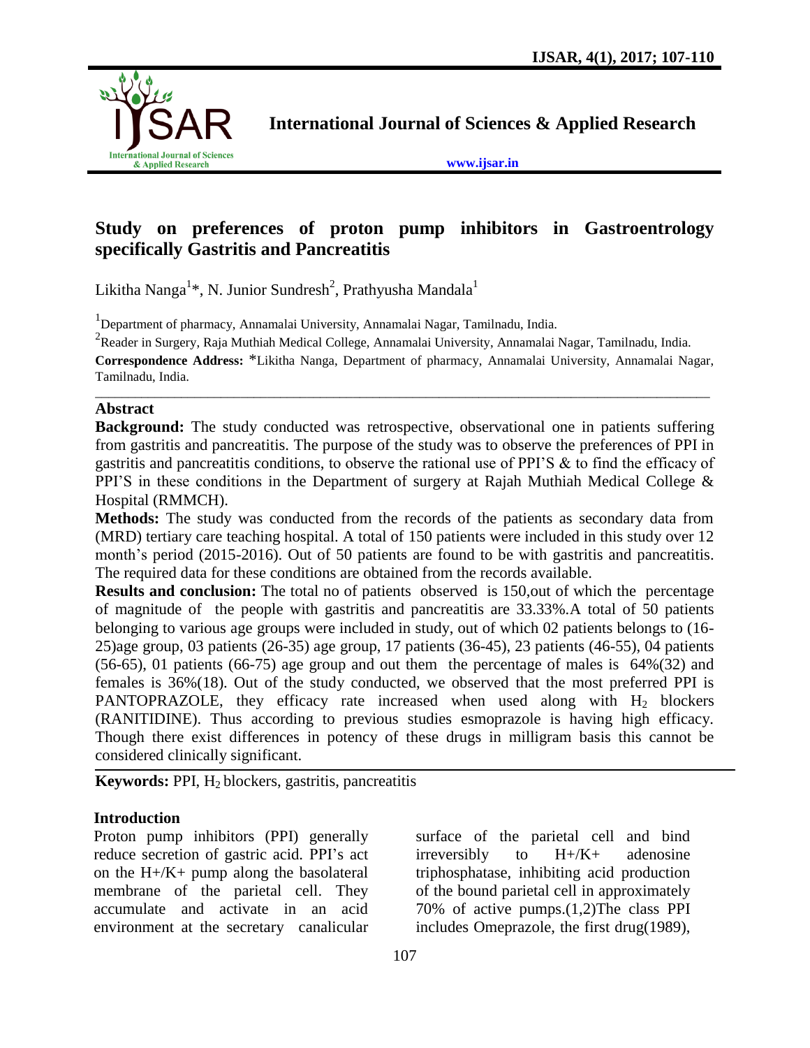# Study on preferences of proton pump inhibitors in Gastroentrology specifically Gastritis and Pancreatitis

Likitha Nanga[1]*, N. Junior Sundresh[2], Prathyusha Mandala[1]

[1]Department of pharmacy, Annamalai University, Annamalai Nagar, Tamilnadu, India.

[2]Reader in Surgery, Raja Muthiah Medical College, Annamalai University, Annamalai Nagar, Tamilnadu, India.

**Correspondence Address:** *Likitha Nanga, Department of pharmacy, Annamalai University, Annamalai Nagar, Tamilnadu, India.

## Abstract

**Background:** The study conducted was retrospective, observational one in patients suffering from gastritis and pancreatitis. The purpose of the study was to observe the preferences of PPI in gastritis and pancreatitis conditions, to observe the rational use of PPI'S & to find the efficacy of PPI'S in these conditions in the Department of surgery at Rajah Muthiah Medical College & Hospital (RMMCH).

**Methods:** The study was conducted from the records of the patients as secondary data from (MRD) tertiary care teaching hospital. A total of 150 patients were included in this study over 12 month's period (2015-2016). Out of 50 patients are found to be with gastritis and pancreatitis. The required data for these conditions are obtained from the records available.

**Results and conclusion:** The total no of patients observed is 150,out of which the percentage of magnitude of the people with gastritis and pancreatitis are 33.33%.A total of 50 patients belonging to various age groups were included in study, out of which 02 patients belongs to (16-25)age group, 03 patients (26-35) age group, 17 patients (36-45), 23 patients (46-55), 04 patients (56-65), 01 patients (66-75) age group and out them the percentage of males is 64%(32) and females is 36%(18). Out of the study conducted, we observed that the most preferred PPI is PANTOPRAZOLE, they efficacy rate increased when used along with $H_2$ blockers (RANITIDINE). Thus according to previous studies esmoprazole is having high efficacy. Though there exist differences in potency of these drugs in milligram basis this cannot be considered clinically significant.

**Keywords:** PPI, $H_2$ blockers, gastritis, pancreatitis

## Introduction

Proton pump inhibitors (PPI) generally reduce secretion of gastric acid. PPI's act on the H+/K+ pump along the basolateral membrane of the parietal cell. They accumulate and activate in an acid environment at the secretary canalicular surface of the parietal cell and bind irreversibly to H+/K+ adenosine triphosphatase, inhibiting acid production of the bound parietal cell in approximately 70% of active pumps.(1,2)The class PPI includes Omeprazole, the first drug(1989),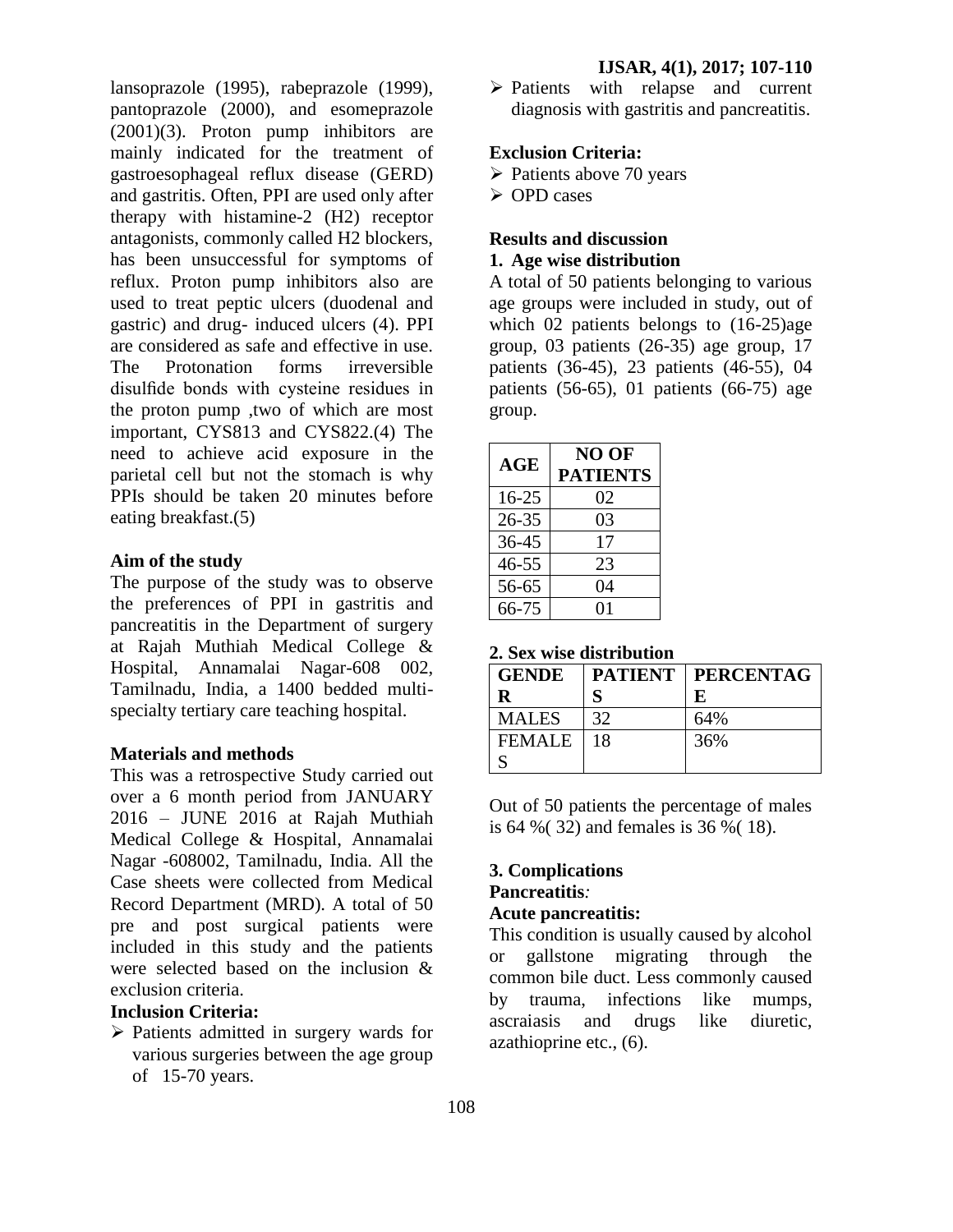lansoprazole (1995), rabeprazole (1999), pantoprazole (2000), and esomeprazole (2001)(3). Proton pump inhibitors are mainly indicated for the treatment of gastroesophageal reflux disease (GERD) and gastritis. Often, PPI are used only after therapy with histamine-2 (H2) receptor antagonists, commonly called H2 blockers, has been unsuccessful for symptoms of reflux. Proton pump inhibitors also are used to treat peptic ulcers (duodenal and gastric) and drug- induced ulcers (4). PPI are considered as safe and effective in use. The Protonation forms irreversible disulfide bonds with cysteine residues in the proton pump ,two of which are most important, CYS813 and CYS822.(4) The need to achieve acid exposure in the parietal cell but not the stomach is why PPIs should be taken 20 minutes before eating breakfast.(5)

**Aim of the study**

The purpose of the study was to observe the preferences of PPI in gastritis and pancreatitis in the Department of surgery at Rajah Muthiah Medical College & Hospital, Annamalai Nagar-608 002, Tamilnadu, India, a 1400 bedded multi-specialty tertiary care teaching hospital.

**Materials and methods**

This was a retrospective Study carried out over a 6 month period from JANUARY 2016 – JUNE 2016 at Rajah Muthiah Medical College & Hospital, Annamalai Nagar -608002, Tamilnadu, India. All the Case sheets were collected from Medical Record Department (MRD). A total of 50 pre and post surgical patients were included in this study and the patients were selected based on the inclusion & exclusion criteria.

**Inclusion Criteria:**

- Patients admitted in surgery wards for various surgeries between the age group of 15-70 years.
- Patients with relapse and current diagnosis with gastritis and pancreatitis.

**Exclusion Criteria:**

- Patients above 70 years
- OPD cases

**Results and discussion**

**1. Age wise distribution**

A total of 50 patients belonging to various age groups were included in study, out of which 02 patients belongs to (16-25)age group, 03 patients (26-35) age group, 17 patients (36-45), 23 patients (46-55), 04 patients (56-65), 01 patients (66-75) age group.

| AGE | NO OF PATIENTS |
|---|---|
| 16-25 | 02 |
| 26-35 | 03 |
| 36-45 | 17 |
| 46-55 | 23 |
| 56-65 | 04 |
| 66-75 | 01 |

**2. Sex wise distribution**

| GENDER | PATIENTS | PERCENTAGE |
|---|---|---|
| MALES | 32 | 64% |
| FEMALES | 18 | 36% |

Out of 50 patients the percentage of males is 64 %( 32) and females is 36 %( 18).

**3. Complications**

**Pancreatitis***:*

**Acute pancreatitis:**

This condition is usually caused by alcohol or gallstone migrating through the common bile duct. Less commonly caused by trauma, infections like mumps, ascraiasis and drugs like diuretic, azathioprine etc., (6).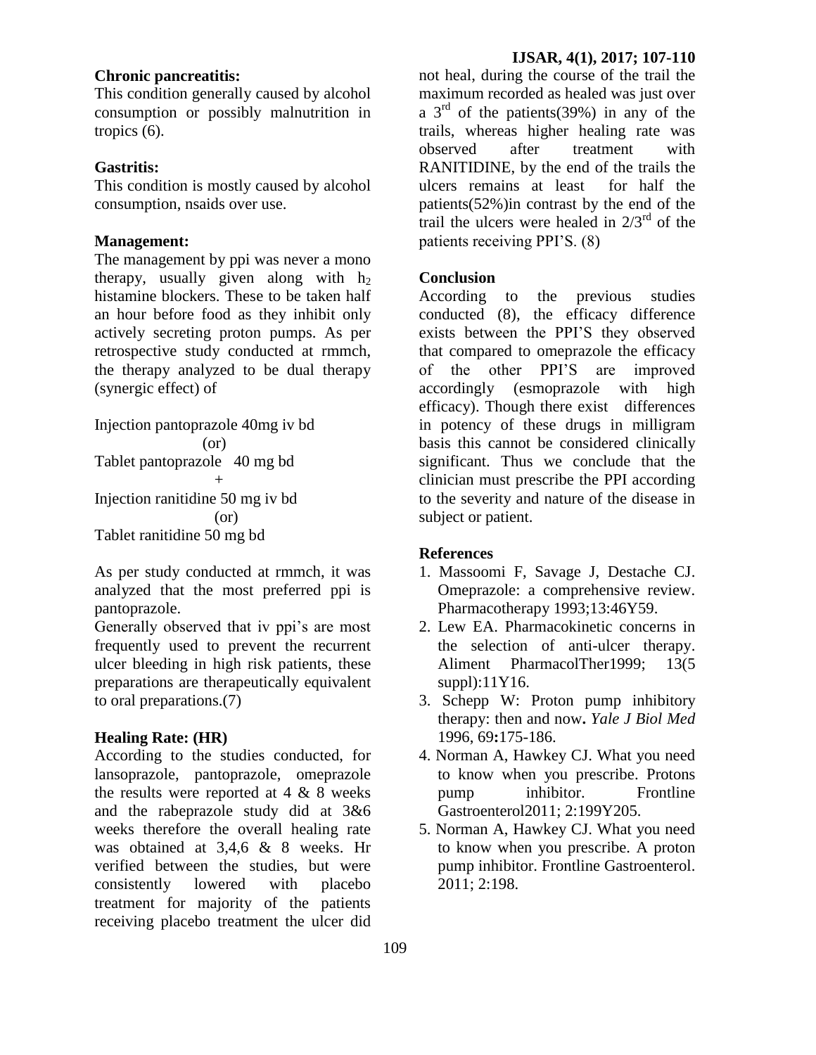### Chronic pancreatitis:

This condition generally caused by alcohol consumption or possibly malnutrition in tropics (6).

### Gastritis:

This condition is mostly caused by alcohol consumption, nsaids over use.

### Management:

The management by ppi was never a mono therapy, usually given along with $h_2$ histamine blockers. These to be taken half an hour before food as they inhibit only actively secreting proton pumps. As per retrospective study conducted at rmmch, the therapy analyzed to be dual therapy (synergic effect) of

Injection pantoprazole 40mg iv bd
(or)
Tablet pantoprazole 40 mg bd
+
Injection ranitidine 50 mg iv bd
(or)
Tablet ranitidine 50 mg bd

As per study conducted at rmmch, it was analyzed that the most preferred ppi is pantoprazole.

Generally observed that iv ppi's are most frequently used to prevent the recurrent ulcer bleeding in high risk patients, these preparations are therapeutically equivalent to oral preparations.(7)

### Healing Rate: (HR)

According to the studies conducted, for lansoprazole, pantoprazole, omeprazole the results were reported at 4 & 8 weeks and the rabeprazole study did at 3&6 weeks therefore the overall healing rate was obtained at 3,4,6 & 8 weeks. Hr verified between the studies, but were consistently lowered with placebo treatment for majority of the patients receiving placebo treatment the ulcer did not heal, during the course of the trail the maximum recorded as healed was just over a 3rd of the patients(39%) in any of the trails, whereas higher healing rate was observed after treatment with RANITIDINE, by the end of the trails the ulcers remains at least for half the patients(52%)in contrast by the end of the trail the ulcers were healed in 2/3rd of the patients receiving PPI'S. (8)

### Conclusion

According to the previous studies conducted (8), the efficacy difference exists between the PPI'S they observed that compared to omeprazole the efficacy of the other PPI'S are improved accordingly (esmoprazole with high efficacy). Though there exist differences in potency of these drugs in milligram basis this cannot be considered clinically significant. Thus we conclude that the clinician must prescribe the PPI according to the severity and nature of the disease in subject or patient.

### References

1. Massoomi F, Savage J, Destache CJ. Omeprazole: a comprehensive review. Pharmacotherapy 1993;13:46Y59.
2. Lew EA. Pharmacokinetic concerns in the selection of anti-ulcer therapy. Aliment PharmacolTher1999; 13(5 suppl):11Y16.
3. Schepp W: Proton pump inhibitory therapy: then and now**.** *Yale J Biol Med* 1996, 69**:**175-186.
4. Norman A, Hawkey CJ. What you need to know when you prescribe. Protons pump inhibitor. Frontline Gastroenterol2011; 2:199Y205.
5. Norman A, Hawkey CJ. What you need to know when you prescribe. A proton pump inhibitor. Frontline Gastroenterol. 2011; 2:198.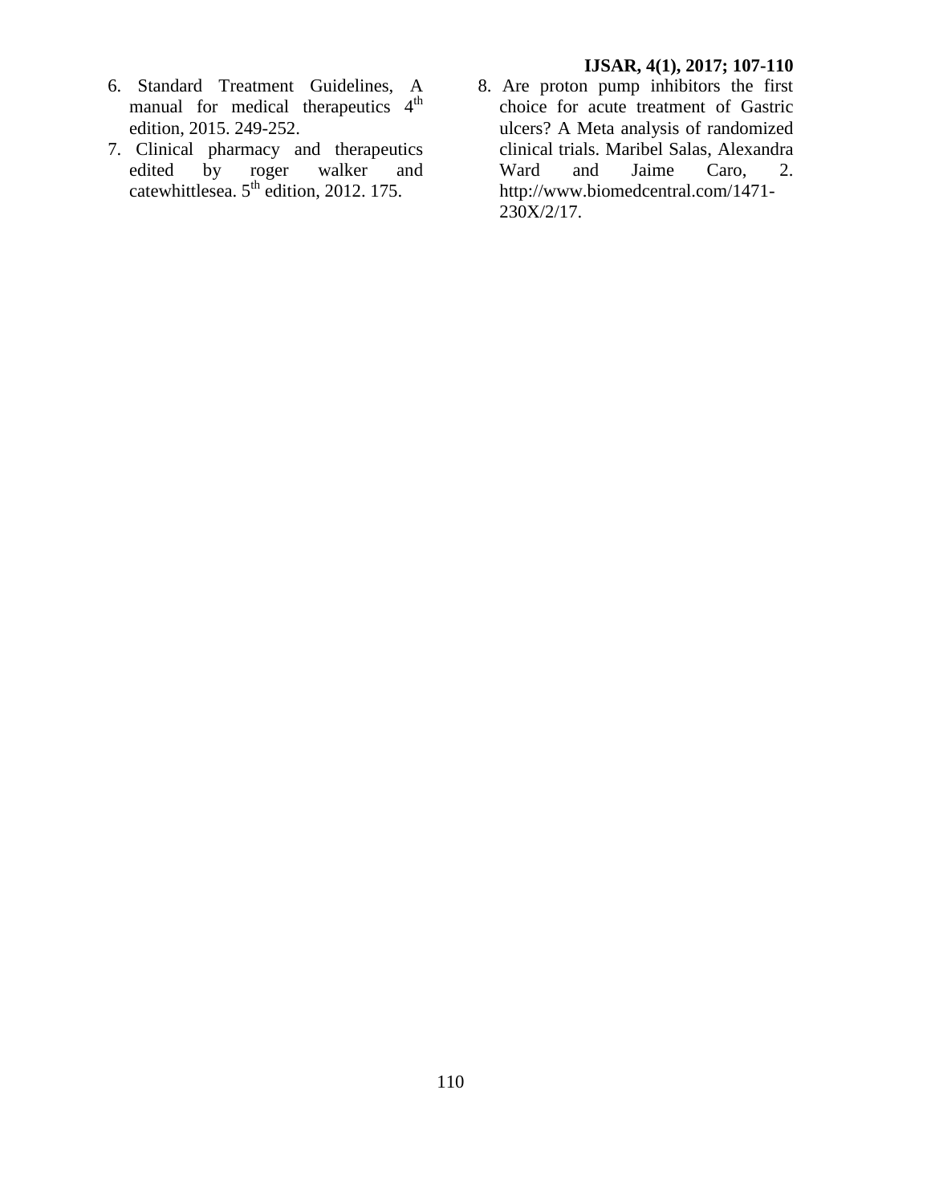6. Standard Treatment Guidelines, A manual for medical therapeutics 4th edition, 2015. 249-252.
7. Clinical pharmacy and therapeutics edited by roger walker and catewhittlesea. 5th edition, 2012. 175.
8. Are proton pump inhibitors the first choice for acute treatment of Gastric ulcers? A Meta analysis of randomized clinical trials. Maribel Salas, Alexandra Ward and Jaime Caro, 2. http://www.biomedcentral.com/1471-230X/2/17.